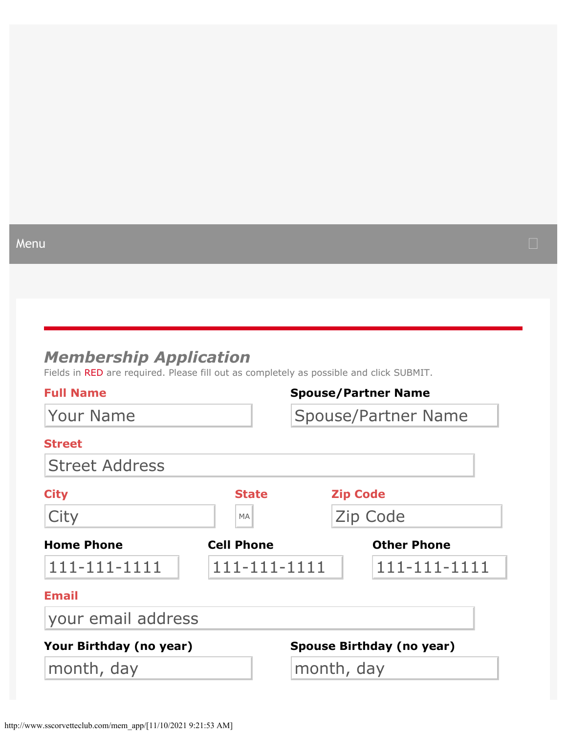Menu

## *Membership Application*

Fields in RED are required. Please fill out as completely as possible and click SUBMIT.

**Full Name**

Your Name

**Spouse/Partner Name**

Spouse/Partner Name

**Street**

Street Address

**City**

City

**State**

MA

**Zip Code**

Zip Code

**Home Phone**

111-111-1111

**Cell Phone**

111-111-1111

**Other Phone**

111-111-1111

**Email**

your email address

**Your Birthday (no year)**

month, day

**Spouse Birthday (no year)**

month, day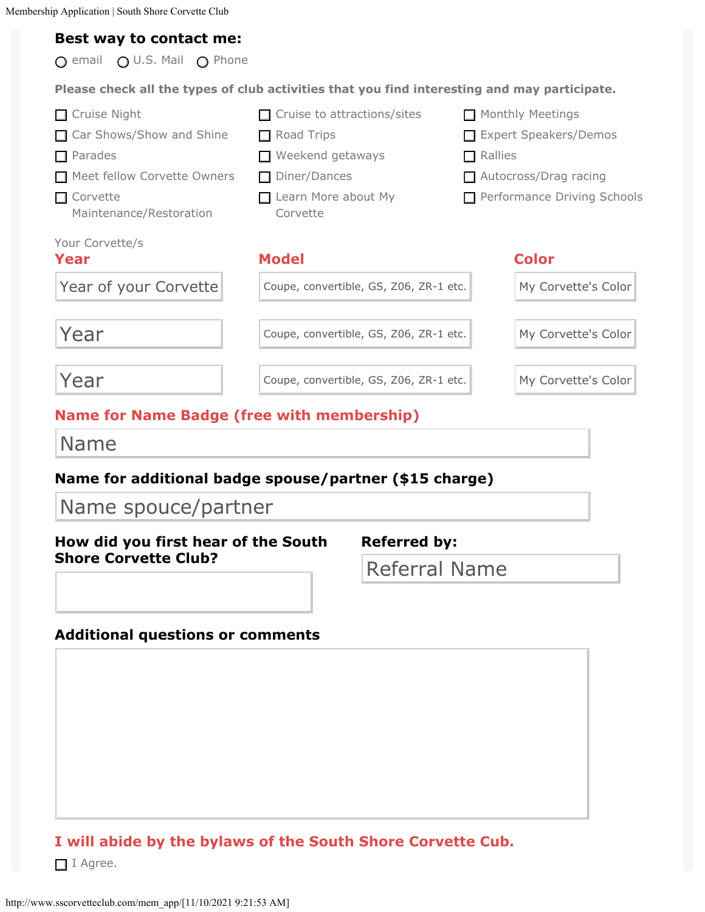**Best way to contact me:**

- ○ email
- ○ U.S. Mail
- ○ Phone

**Please check all the types of club activities that you find interesting and may participate.**

- ☐ Cruise Night
- ☐ Car Shows/Show and Shine
- ☐ Parades
- ☐ Meet fellow Corvette Owners
- ☐ Corvette Maintenance/Restoration
- ☐ Cruise to attractions/sites
- ☐ Road Trips
- ☐ Weekend getaways
- ☐ Diner/Dances
- ☐ Learn More about My Corvette
- ☐ Monthly Meetings
- ☐ Expert Speakers/Demos
- ☐ Rallies
- ☐ Autocross/Drag racing
- ☐ Performance Driving Schools

Your Corvette/s

| Year | Model | Color |
|---|---|---|
| Year of your Corvette | Coupe, convertible, GS, Z06, ZR-1 etc. | My Corvette's Color |
| Year | Coupe, convertible, GS, Z06, ZR-1 etc. | My Corvette's Color |
| Year | Coupe, convertible, GS, Z06, ZR-1 etc. | My Corvette's Color |

**Name for Name Badge (free with membership)**

Name

**Name for additional badge spouse/partner ($15 charge)**

Name spouce/partner

**How did you first hear of the South Shore Corvette Club?**

**Referred by:**

Referral Name

**Additional questions or comments**

**I will abide by the bylaws of the South Shore Corvette Cub.**

☐ I Agree.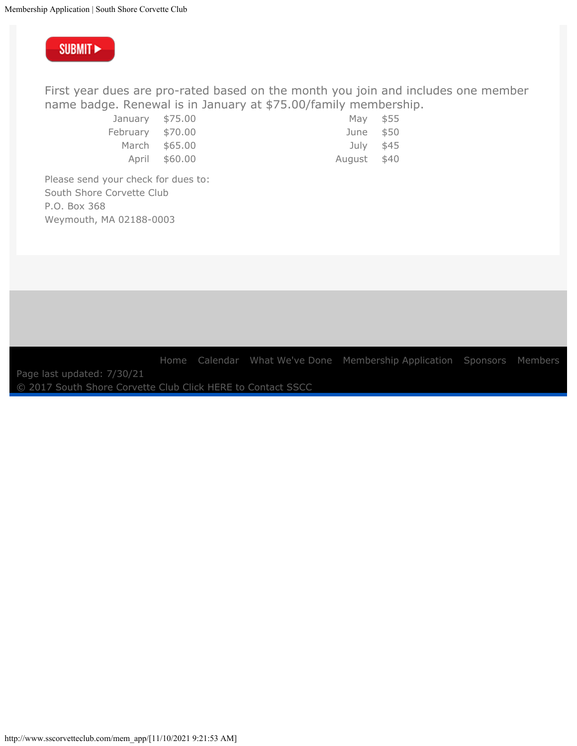SUBMIT ▶

First year dues are pro-rated based on the month you join and includes one member name badge. Renewal is in January at $75.00/family membership.

| | | | |
|---|---|---|---|
| January | $75.00 | May | $55 |
| February | $70.00 | June | $50 |
| March | $65.00 | July | $45 |
| April | $60.00 | August | $40 |

Please send your check for dues to:
South Shore Corvette Club
P.O. Box 368
Weymouth, MA 02188-0003

Home Calendar What We've Done Membership Application Sponsors Members

Page last updated: 7/30/21
© 2017 South Shore Corvette Club Click HERE to Contact SSCC